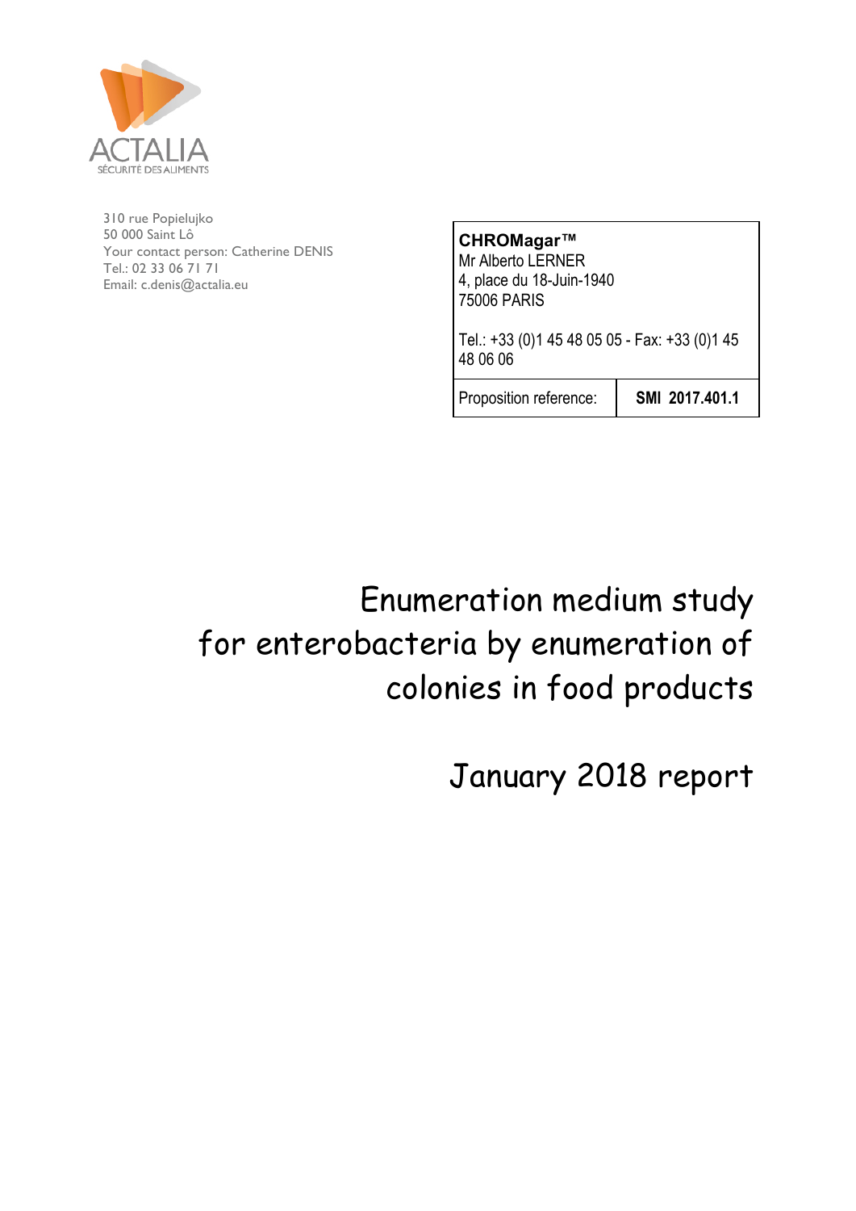ACTALIA

SÉCURITÉ DES ALIMENTS

310 rue Popielujko
50 000 Saint Lô
Your contact person: Catherine DENIS
Tel.: 02 33 06 71 71
Email: c.denis@actalia.eu

| **CHROMagar™**<br>Mr Alberto LERNER<br>4, place du 18-Juin-1940<br>75006 PARIS<br><br>Tel.: +33 (0)1 45 48 05 05 - Fax: +33 (0)1 45 48 06 06 | |
|---|---|
| Proposition reference: | **SMI 2017.401.1** |

# Enumeration medium study for enterobacteria by enumeration of colonies in food products

# January 2018 report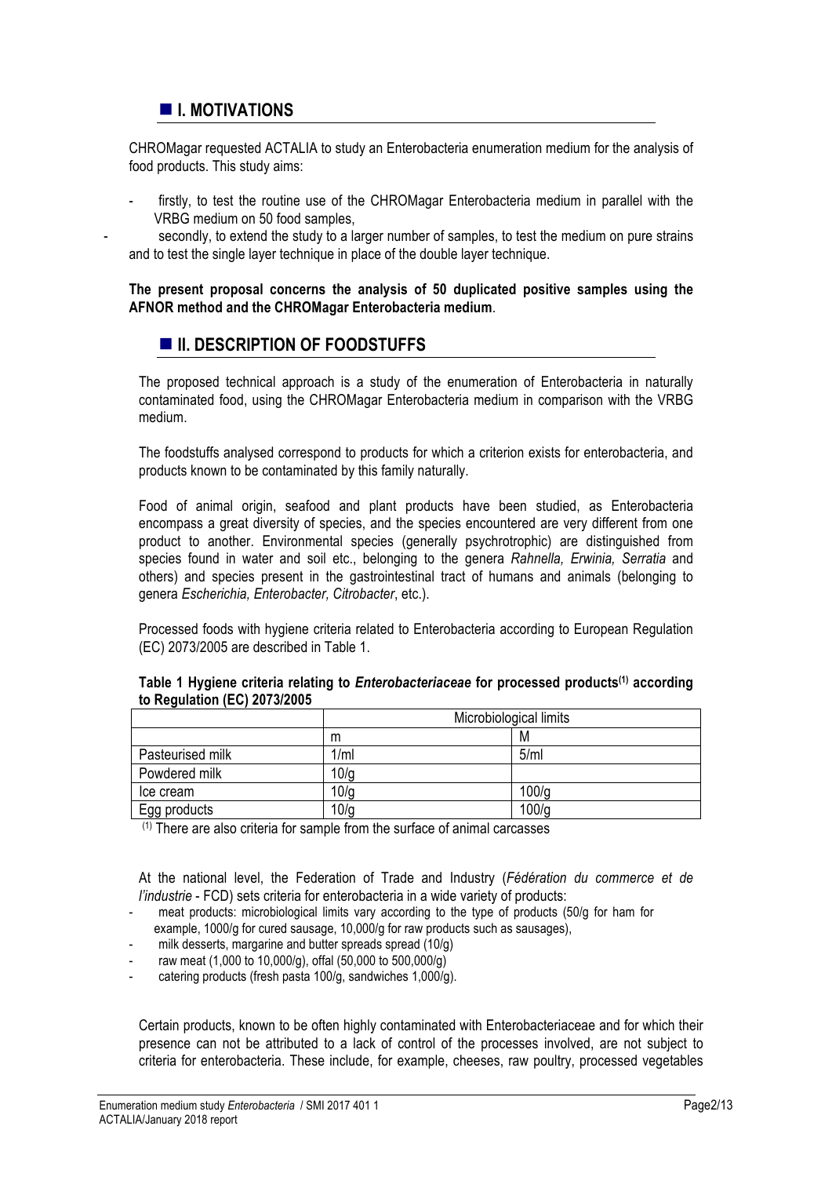## I. MOTIVATIONS

CHROMagar requested ACTALIA to study an Enterobacteria enumeration medium for the analysis of food products. This study aims:

- firstly, to test the routine use of the CHROMagar Enterobacteria medium in parallel with the VRBG medium on 50 food samples,
- secondly, to extend the study to a larger number of samples, to test the medium on pure strains and to test the single layer technique in place of the double layer technique.

**The present proposal concerns the analysis of 50 duplicated positive samples using the AFNOR method and the CHROMagar Enterobacteria medium**.

## II. DESCRIPTION OF FOODSTUFFS

The proposed technical approach is a study of the enumeration of Enterobacteria in naturally contaminated food, using the CHROMagar Enterobacteria medium in comparison with the VRBG medium.

The foodstuffs analysed correspond to products for which a criterion exists for enterobacteria, and products known to be contaminated by this family naturally.

Food of animal origin, seafood and plant products have been studied, as Enterobacteria encompass a great diversity of species, and the species encountered are very different from one product to another. Environmental species (generally psychrotrophic) are distinguished from species found in water and soil etc., belonging to the genera *Rahnella, Erwinia, Serratia* and others) and species present in the gastrointestinal tract of humans and animals (belonging to genera *Escherichia, Enterobacter, Citrobacter*, etc.).

Processed foods with hygiene criteria related to Enterobacteria according to European Regulation (EC) 2073/2005 are described in Table 1.

**Table 1 Hygiene criteria relating to *Enterobacteriaceae* for processed products[1] according to Regulation (EC) 2073/2005**

| | Microbiological limits | |
|---|---|---|
| | m | M |
| Pasteurised milk | 1/ml | 5/ml |
| Powdered milk | 10/g | |
| Ice cream | 10/g | 100/g |
| Egg products | 10/g | 100/g |

[1] There are also criteria for sample from the surface of animal carcasses

At the national level, the Federation of Trade and Industry (*Fédération du commerce et de l'industrie* - FCD) sets criteria for enterobacteria in a wide variety of products:

- meat products: microbiological limits vary according to the type of products (50/g for ham for example, 1000/g for cured sausage, 10,000/g for raw products such as sausages),
- milk desserts, margarine and butter spreads spread (10/g)
- raw meat (1,000 to 10,000/g), offal (50,000 to 500,000/g)
- catering products (fresh pasta 100/g, sandwiches 1,000/g).

Certain products, known to be often highly contaminated with Enterobacteriaceae and for which their presence can not be attributed to a lack of control of the processes involved, are not subject to criteria for enterobacteria. These include, for example, cheeses, raw poultry, processed vegetables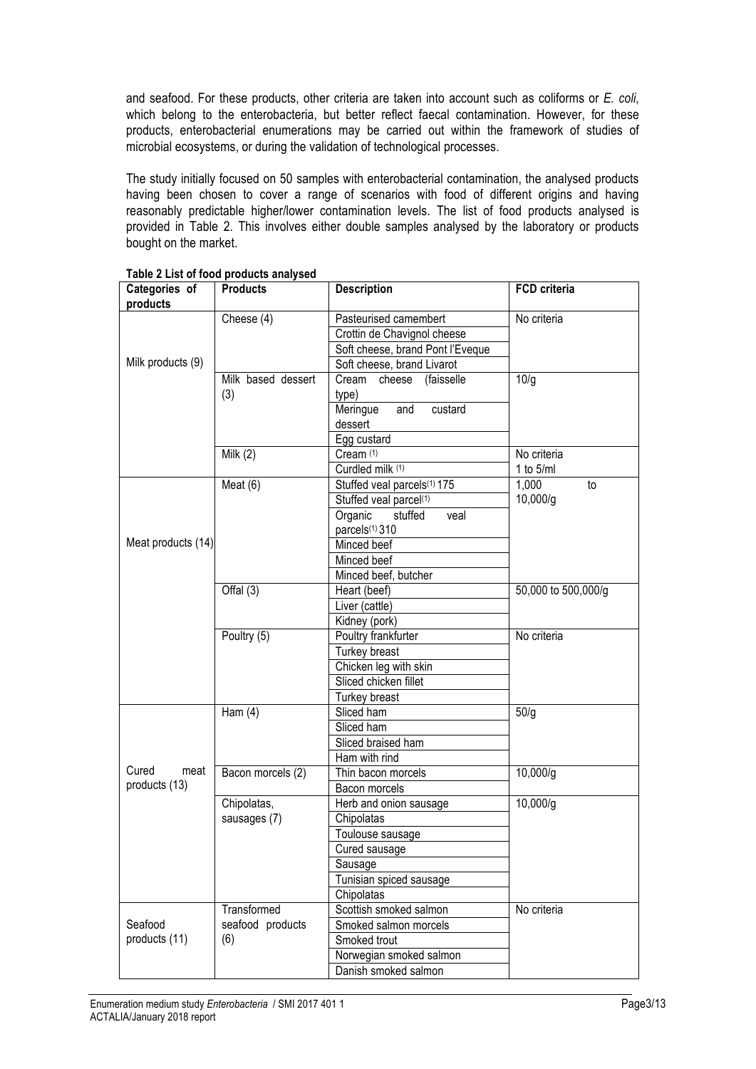and seafood. For these products, other criteria are taken into account such as coliforms or *E. coli*, which belong to the enterobacteria, but better reflect faecal contamination. However, for these products, enterobacterial enumerations may be carried out within the framework of studies of microbial ecosystems, or during the validation of technological processes.

The study initially focused on 50 samples with enterobacterial contamination, the analysed products having been chosen to cover a range of scenarios with food of different origins and having reasonably predictable higher/lower contamination levels. The list of food products analysed is provided in Table 2. This involves either double samples analysed by the laboratory or products bought on the market.

**Table 2 List of food products analysed**

| Categories of products | Products | Description | FCD criteria |
|---|---|---|---|
| Milk products (9) | Cheese (4) | Pasteurised camembert | No criteria |
| | | Crottin de Chavignol cheese | |
| | | Soft cheese, brand Pont l'Eveque | |
| | | Soft cheese, brand Livarot | |
| | Milk based dessert (3) | Cream cheese (faisselle type) | 10/g |
| | | Meringue and custard dessert | |
| | | Egg custard | |
| | Milk (2) | Cream [(1)] | No criteria |
| | | Curdled milk [(1)] | 1 to 5/ml |
| Meat products (14) | Meat (6) | Stuffed veal parcels[(1)] 175 | 1,000 to 10,000/g |
| | | Stuffed veal parcel[(1)] | |
| | | Organic stuffed veal parcels[(1)] 310 | |
| | | Minced beef | |
| | | Minced beef | |
| | | Minced beef, butcher | |
| | Offal (3) | Heart (beef) | 50,000 to 500,000/g |
| | | Liver (cattle) | |
| | | Kidney (pork) | |
| | Poultry (5) | Poultry frankfurter | No criteria |
| | | Turkey breast | |
| | | Chicken leg with skin | |
| | | Sliced chicken fillet | |
| | | Turkey breast | |
| Cured meat products (13) | Ham (4) | Sliced ham | 50/g |
| | | Sliced ham | |
| | | Sliced braised ham | |
| | | Ham with rind | |
| | Bacon morcels (2) | Thin bacon morcels | 10,000/g |
| | | Bacon morcels | |
| | Chipolatas, sausages (7) | Herb and onion sausage | 10,000/g |
| | | Chipolatas | |
| | | Toulouse sausage | |
| | | Cured sausage | |
| | | Sausage | |
| | | Tunisian spiced sausage | |
| | | Chipolatas | |
| Seafood products (11) | Transformed seafood products (6) | Scottish smoked salmon | No criteria |
| | | Smoked salmon morcels | |
| | | Smoked trout | |
| | | Norwegian smoked salmon | |
| | | Danish smoked salmon | |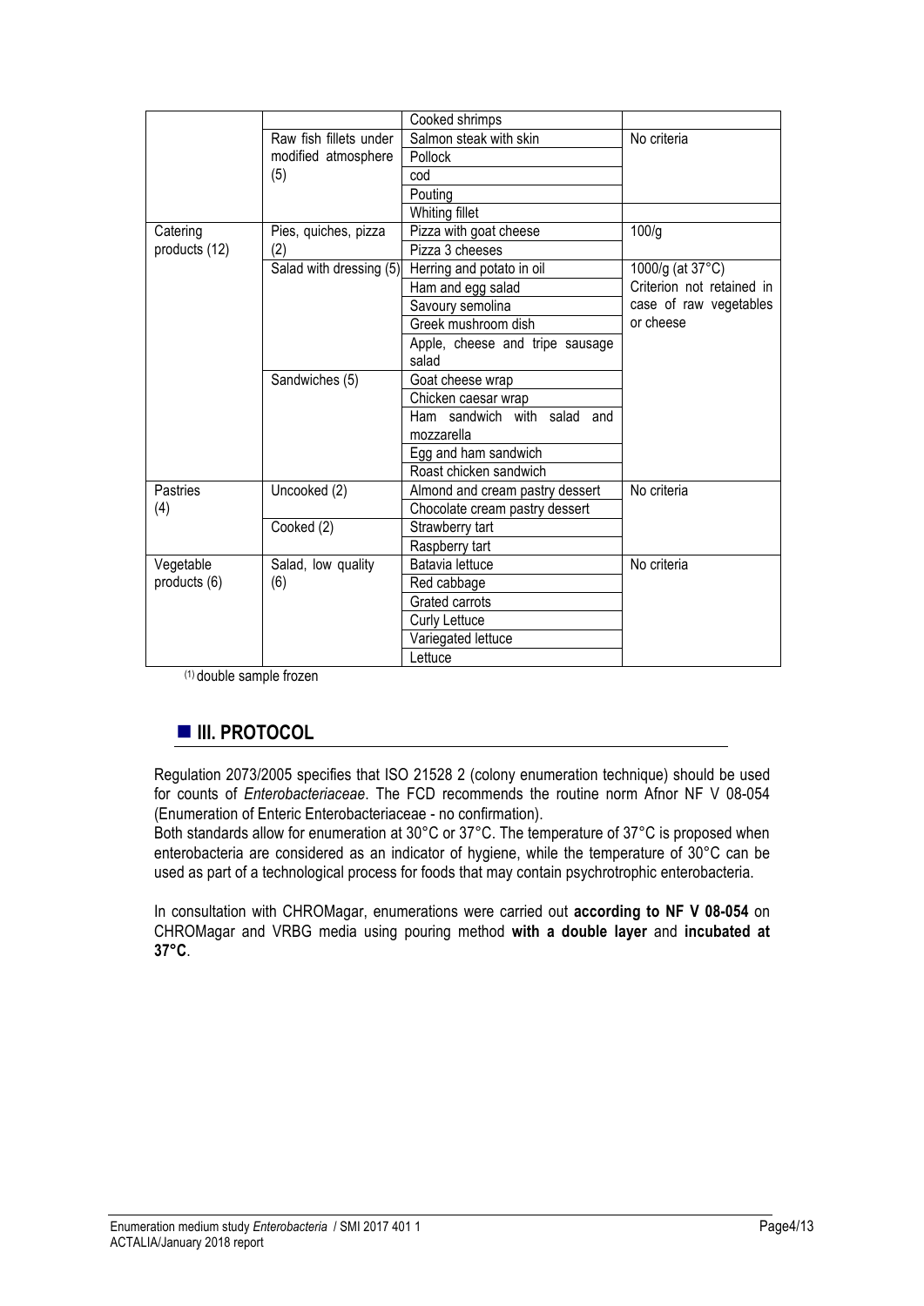| | | | |
|---|---|---|---|
| | | Cooked shrimps | |
| | Raw fish fillets under modified atmosphere (5) | Salmon steak with skin | No criteria |
| | | Pollock | |
| | | cod | |
| | | Pouting | |
| | | Whiting fillet | |
| Catering products (12) | Pies, quiches, pizza (2) | Pizza with goat cheese | 100/g |
| | | Pizza 3 cheeses | |
| | Salad with dressing (5) | Herring and potato in oil | 1000/g (at 37°C) Criterion not retained in case of raw vegetables or cheese |
| | | Ham and egg salad | |
| | | Savoury semolina | |
| | | Greek mushroom dish | |
| | | Apple, cheese and tripe sausage salad | |
| | Sandwiches (5) | Goat cheese wrap | |
| | | Chicken caesar wrap | |
| | | Ham sandwich with salad and mozzarella | |
| | | Egg and ham sandwich | |
| | | Roast chicken sandwich | |
| Pastries (4) | Uncooked (2) | Almond and cream pastry dessert | No criteria |
| | | Chocolate cream pastry dessert | |
| | Cooked (2) | Strawberry tart | |
| | | Raspberry tart | |
| Vegetable products (6) | Salad, low quality (6) | Batavia lettuce | No criteria |
| | | Red cabbage | |
| | | Grated carrots | |
| | | Curly Lettuce | |
| | | Variegated lettuce | |
| | | Lettuce | |

(1) double sample frozen

## III. PROTOCOL

Regulation 2073/2005 specifies that ISO 21528 2 (colony enumeration technique) should be used for counts of *Enterobacteriaceae*. The FCD recommends the routine norm Afnor NF V 08-054 (Enumeration of Enteric Enterobacteriaceae - no confirmation).

Both standards allow for enumeration at 30°C or 37°C. The temperature of 37°C is proposed when enterobacteria are considered as an indicator of hygiene, while the temperature of 30°C can be used as part of a technological process for foods that may contain psychrotrophic enterobacteria.

In consultation with CHROMagar, enumerations were carried out **according to NF V 08-054** on CHROMagar and VRBG media using pouring method **with a double layer** and **incubated at 37°C**.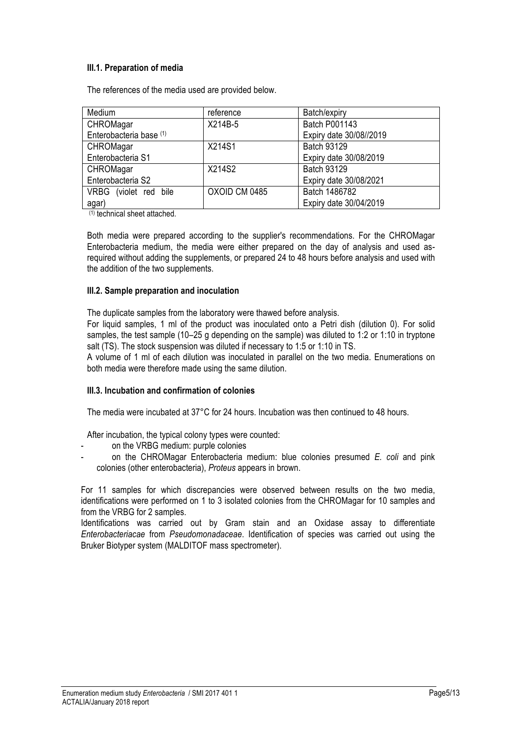### III.1. Preparation of media

The references of the media used are provided below.

| Medium | reference | Batch/expiry |
|---|---|---|
| CHROMagar Enterobacteria base [(1)] | X214B-5 | Batch P001143 Expiry date 30/08//2019 |
| CHROMagar Enterobacteria S1 | X214S1 | Batch 93129 Expiry date 30/08/2019 |
| CHROMagar Enterobacteria S2 | X214S2 | Batch 93129 Expiry date 30/08/2021 |
| VRBG (violet red bile agar) | OXOID CM 0485 | Batch 1486782 Expiry date 30/04/2019 |

[(1)] technical sheet attached.

Both media were prepared according to the supplier's recommendations. For the CHROMagar Enterobacteria medium, the media were either prepared on the day of analysis and used as-required without adding the supplements, or prepared 24 to 48 hours before analysis and used with the addition of the two supplements.

### III.2. Sample preparation and inoculation

The duplicate samples from the laboratory were thawed before analysis.

For liquid samples, 1 ml of the product was inoculated onto a Petri dish (dilution 0). For solid samples, the test sample (10–25 g depending on the sample) was diluted to 1:2 or 1:10 in tryptone salt (TS). The stock suspension was diluted if necessary to 1:5 or 1:10 in TS.

A volume of 1 ml of each dilution was inoculated in parallel on the two media. Enumerations on both media were therefore made using the same dilution.

### III.3. Incubation and confirmation of colonies

The media were incubated at 37°C for 24 hours. Incubation was then continued to 48 hours.

After incubation, the typical colony types were counted:

- on the VRBG medium: purple colonies
- on the CHROMagar Enterobacteria medium: blue colonies presumed *E. coli* and pink colonies (other enterobacteria), *Proteus* appears in brown.

For 11 samples for which discrepancies were observed between results on the two media, identifications were performed on 1 to 3 isolated colonies from the CHROMagar for 10 samples and from the VRBG for 2 samples.

Identifications was carried out by Gram stain and an Oxidase assay to differentiate *Enterobacteriacae* from *Pseudomonadaceae*. Identification of species was carried out using the Bruker Biotyper system (MALDITOF mass spectrometer).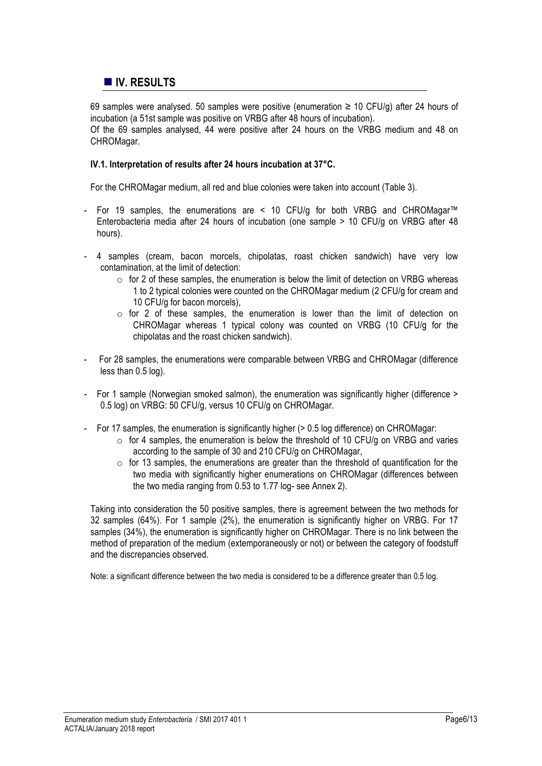## IV. RESULTS

69 samples were analysed. 50 samples were positive (enumeration ≥ 10 CFU/g) after 24 hours of incubation (a 51st sample was positive on VRBG after 48 hours of incubation).
Of the 69 samples analysed, 44 were positive after 24 hours on the VRBG medium and 48 on CHROMagar.

### IV.1. Interpretation of results after 24 hours incubation at 37°C.

For the CHROMagar medium, all red and blue colonies were taken into account (Table 3).

- For 19 samples, the enumerations are < 10 CFU/g for both VRBG and CHROMagar™ Enterobacteria media after 24 hours of incubation (one sample > 10 CFU/g on VRBG after 48 hours).
- 4 samples (cream, bacon morcels, chipolatas, roast chicken sandwich) have very low contamination, at the limit of detection:
  - for 2 of these samples, the enumeration is below the limit of detection on VRBG whereas 1 to 2 typical colonies were counted on the CHROMagar medium (2 CFU/g for cream and 10 CFU/g for bacon morcels),
  - for 2 of these samples, the enumeration is lower than the limit of detection on CHROMagar whereas 1 typical colony was counted on VRBG (10 CFU/g for the chipolatas and the roast chicken sandwich).
- For 28 samples, the enumerations were comparable between VRBG and CHROMagar (difference less than 0.5 log).
- For 1 sample (Norwegian smoked salmon), the enumeration was significantly higher (difference > 0.5 log) on VRBG: 50 CFU/g, versus 10 CFU/g on CHROMagar.
- For 17 samples, the enumeration is significantly higher (> 0.5 log difference) on CHROMagar:
  - for 4 samples, the enumeration is below the threshold of 10 CFU/g on VRBG and varies according to the sample of 30 and 210 CFU/g on CHROMagar,
  - for 13 samples, the enumerations are greater than the threshold of quantification for the two media with significantly higher enumerations on CHROMagar (differences between the two media ranging from 0.53 to 1.77 log- see Annex 2).

Taking into consideration the 50 positive samples, there is agreement between the two methods for 32 samples (64%). For 1 sample (2%), the enumeration is significantly higher on VRBG. For 17 samples (34%), the enumeration is significantly higher on CHROMagar. There is no link between the method of preparation of the medium (extemporaneously or not) or between the category of foodstuff and the discrepancies observed.

Note: a significant difference between the two media is considered to be a difference greater than 0.5 log.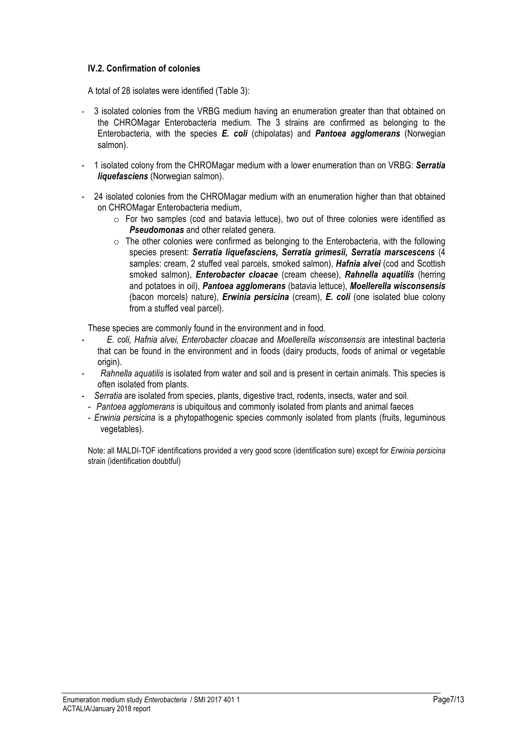#### IV.2. Confirmation of colonies

A total of 28 isolates were identified (Table 3):

- 3 isolated colonies from the VRBG medium having an enumeration greater than that obtained on the CHROMagar Enterobacteria medium. The 3 strains are confirmed as belonging to the Enterobacteria, with the species ***E. coli*** (chipolatas) and ***Pantoea agglomerans*** (Norwegian salmon).
- 1 isolated colony from the CHROMagar medium with a lower enumeration than on VRBG: ***Serratia liquefasciens*** (Norwegian salmon).
- 24 isolated colonies from the CHROMagar medium with an enumeration higher than that obtained on CHROMagar Enterobacteria medium,
    - For two samples (cod and batavia lettuce), two out of three colonies were identified as ***Pseudomonas*** and other related genera.
    - The other colonies were confirmed as belonging to the Enterobacteria, with the following species present: ***Serratia liquefasciens, Serratia grimesii, Serratia marscescens*** (4 samples: cream, 2 stuffed veal parcels, smoked salmon), ***Hafnia alvei*** (cod and Scottish smoked salmon), ***Enterobacter cloacae*** (cream cheese), ***Rahnella aquatilis*** (herring and potatoes in oil), ***Pantoea agglomerans*** (batavia lettuce), ***Moellerella wisconsensis*** (bacon morcels) nature), ***Erwinia persicina*** (cream), ***E. coli*** (one isolated blue colony from a stuffed veal parcel).

These species are commonly found in the environment and in food.

- *E. coli, Hafnia alvei, Enterobacter cloacae* and *Moellerella wisconsensis* are intestinal bacteria that can be found in the environment and in foods (dairy products, foods of animal or vegetable origin).
- *Rahnella aquatilis* is isolated from water and soil and is present in certain animals. This species is often isolated from plants.
- *Serratia* are isolated from species, plants, digestive tract, rodents, insects, water and soil.
- *Pantoea agglomerans* is ubiquitous and commonly isolated from plants and animal faeces
- *Erwinia persicina* is a phytopathogenic species commonly isolated from plants (fruits, leguminous vegetables).

Note: all MALDI-TOF identifications provided a very good score (identification sure) except for *Erwinia persicina* strain (identification doubtful)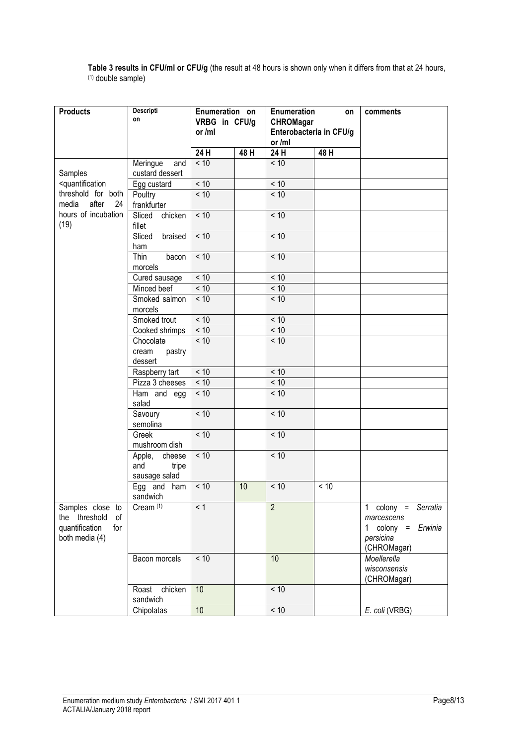**Table 3 results in CFU/ml or CFU/g** (the result at 48 hours is shown only when it differs from that at 24 hours, [(1)] double sample)

| Products | Description | Enumeration on VRBG in CFU/g or /ml | | Enumeration on CHROMagar Enterobacteria in CFU/g or /ml | | comments |
|---|---|---|---|---|---|---|
| | | 24 H | 48 H | 24 H | 48 H | |
| Samples <quantification threshold for both media after 24 hours of incubation (19) | Meringue and custard dessert | < 10 | | < 10 | | |
| | Egg custard | < 10 | | < 10 | | |
| | Poultry frankfurter | < 10 | | < 10 | | |
| | Sliced chicken fillet | < 10 | | < 10 | | |
| | Sliced braised ham | < 10 | | < 10 | | |
| | Thin bacon morcels | < 10 | | < 10 | | |
| | Cured sausage | < 10 | | < 10 | | |
| | Minced beef | < 10 | | < 10 | | |
| | Smoked salmon morcels | < 10 | | < 10 | | |
| | Smoked trout | < 10 | | < 10 | | |
| | Cooked shrimps | < 10 | | < 10 | | |
| | Chocolate cream pastry dessert | < 10 | | < 10 | | |
| | Raspberry tart | < 10 | | < 10 | | |
| | Pizza 3 cheeses | < 10 | | < 10 | | |
| | Ham and egg salad | < 10 | | < 10 | | |
| | Savoury semolina | < 10 | | < 10 | | |
| | Greek mushroom dish | < 10 | | < 10 | | |
| | Apple, cheese and tripe sausage salad | < 10 | | < 10 | | |
| | Egg and ham sandwich | < 10 | 10 | < 10 | < 10 | |
| Samples close to the threshold of quantification for both media (4) | Cream [(1)] | < 1 | | 2 | | 1 colony = *Serratia marcescens* 1 colony = *Erwinia persicina* (CHROMagar) |
| | Bacon morcels | < 10 | | 10 | | *Moellerella wisconsensis* (CHROMagar) |
| | Roast chicken sandwich | 10 | | < 10 | | |
| | Chipolatas | 10 | | < 10 | | *E. coli* (VRBG) |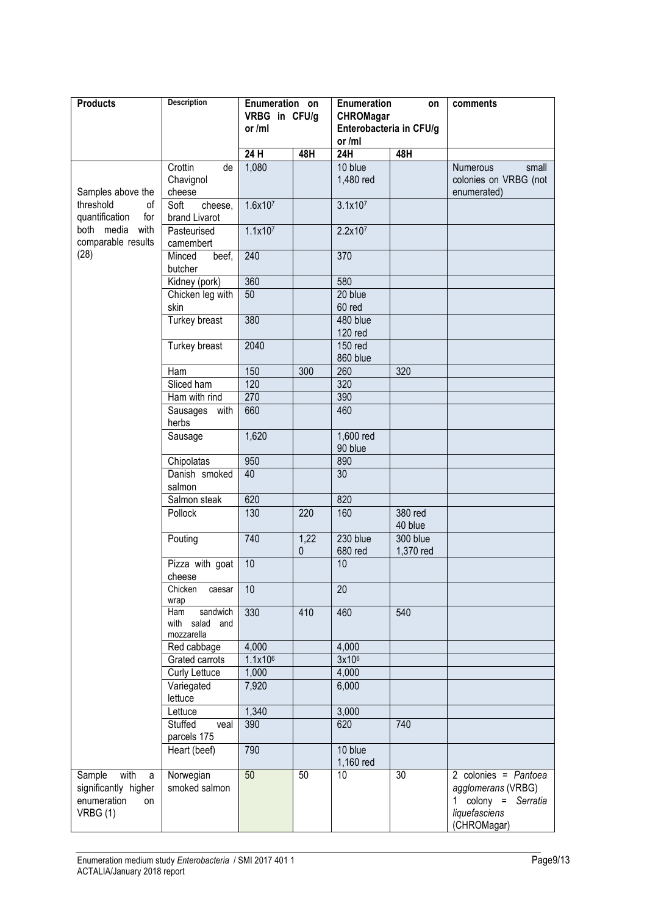| Products | Description | Enumeration on VRBG in CFU/g or /ml | | Enumeration on CHROMagar Enterobacteria in CFU/g or /ml | | comments |
|---|---|---|---|---|---|---|
| | | 24 H | 48H | 24H | 48H | |
| Samples above the threshold of quantification for both media with comparable results (28) | Crottin de Chavignol cheese | 1,080 | | 10 blue 1,480 red | | Numerous small colonies on VRBG (not enumerated) |
| | Soft cheese, brand Livarot | $1.6x10^7$ | | $3.1x10^7$ | | |
| | Pasteurised camembert | $1.1x10^7$ | | $2.2x10^7$ | | |
| | Minced beef, butcher | 240 | | 370 | | |
| | Kidney (pork) | 360 | | 580 | | |
| | Chicken leg with skin | 50 | | 20 blue 60 red | | |
| | Turkey breast | 380 | | 480 blue 120 red | | |
| | Turkey breast | 2040 | | 150 red 860 blue | | |
| | Ham | 150 | 300 | 260 | 320 | |
| | Sliced ham | 120 | | 320 | | |
| | Ham with rind | 270 | | 390 | | |
| | Sausages with herbs | 660 | | 460 | | |
| | Sausage | 1,620 | | 1,600 red 90 blue | | |
| | Chipolatas | 950 | | 890 | | |
| | Danish smoked salmon | 40 | | 30 | | |
| | Salmon steak | 620 | | 820 | | |
| | Pollock | 130 | 220 | 160 | 380 red 40 blue | |
| | Pouting | 740 | 1,220 | 230 blue 680 red | 300 blue 1,370 red | |
| | Pizza with goat cheese | 10 | | 10 | | |
| | Chicken caesar wrap | 10 | | 20 | | |
| | Ham sandwich with salad and mozzarella | 330 | 410 | 460 | 540 | |
| | Red cabbage | 4,000 | | 4,000 | | |
| | Grated carrots | $1.1x10^6$ | | $3x10^6$ | | |
| | Curly Lettuce | 1,000 | | 4,000 | | |
| | Variegated lettuce | 7,920 | | 6,000 | | |
| | Lettuce | 1,340 | | 3,000 | | |
| | Stuffed veal parcels 175 | 390 | | 620 | 740 | |
| | Heart (beef) | 790 | | 10 blue 1,160 red | | |
| Sample with a significantly higher enumeration on VRBG (1) | Norwegian smoked salmon | 50 | 50 | 10 | 30 | 2 colonies = *Pantoea agglomerans* (VRBG) 1 colony = *Serratia liquefasciens* (CHROMagar) |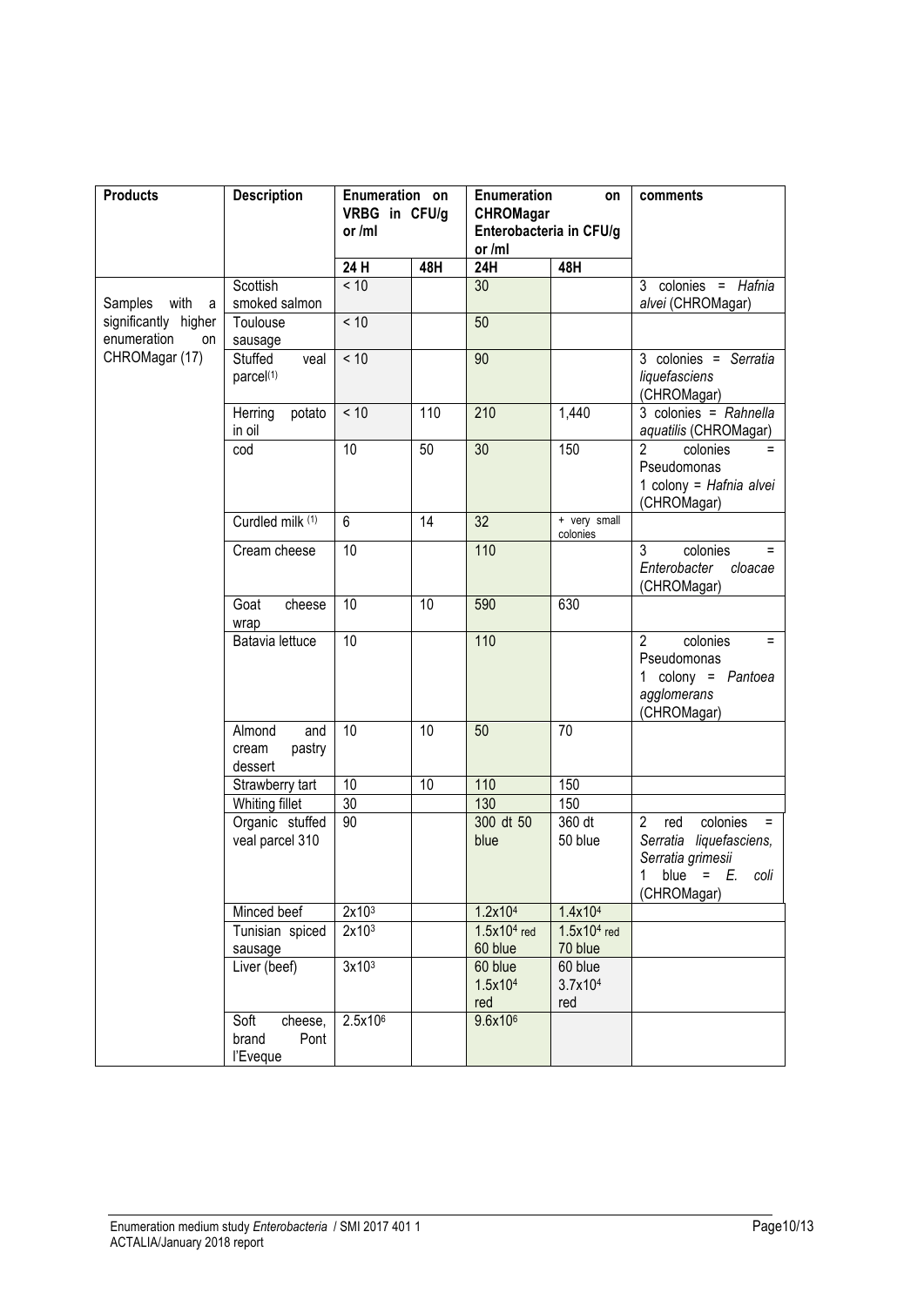| Products | Description | Enumeration on VRBG in CFU/g or /ml | | Enumeration on CHROMagar Enterobacteria in CFU/g or /ml | | comments |
|---|---|---|---|---|---|---|
| | | 24 H | 48H | 24H | 48H | |
| Samples with a significantly higher enumeration on CHROMagar (17) | Scottish smoked salmon | < 10 | | 30 | | 3 colonies = *Hafnia alvei* (CHROMagar) |
| | Toulouse sausage | < 10 | | 50 | | |
| | Stuffed veal parcel(1) | < 10 | | 90 | | 3 colonies = *Serratia liquefasciens* (CHROMagar) |
| | Herring potato in oil | < 10 | 110 | 210 | 1,440 | 3 colonies = *Rahnella aquatilis* (CHROMagar) |
| | cod | 10 | 50 | 30 | 150 | 2 colonies = Pseudomonas<br>1 colony = *Hafnia alvei* (CHROMagar) |
| | Curdled milk (1) | 6 | 14 | 32 | + very small colonies | |
| | Cream cheese | 10 | | 110 | | 3 colonies = *Enterobacter cloacae* (CHROMagar) |
| | Goat cheese wrap | 10 | 10 | 590 | 630 | |
| | Batavia lettuce | 10 | | 110 | | 2 colonies = Pseudomonas<br>1 colony = *Pantoea agglomerans* (CHROMagar) |
| | Almond and cream pastry dessert | 10 | 10 | 50 | 70 | |
| | Strawberry tart | 10 | 10 | 110 | 150 | |
| | Whiting fillet | 30 | | 130 | 150 | |
| | Organic stuffed veal parcel 310 | 90 | | 300 dt 50 blue | 360 dt 50 blue | 2 red colonies = *Serratia liquefasciens, Serratia grimesii*<br>1 blue = *E. coli* (CHROMagar) |
| | Minced beef | $2x10^3$ | | $1.2x10^4$ | $1.4x10^4$ | |
| | Tunisian spiced sausage | $2x10^3$ | | $1.5x10^4$ red<br>60 blue | $1.5x10^4$ red<br>70 blue | |
| | Liver (beef) | $3x10^3$ | | 60 blue<br>$1.5x10^4$ red | 60 blue<br>$3.7x10^4$ red | |
| | Soft cheese, brand Pont l'Eveque | $2.5x10^6$ | | $9.6x10^6$ | | |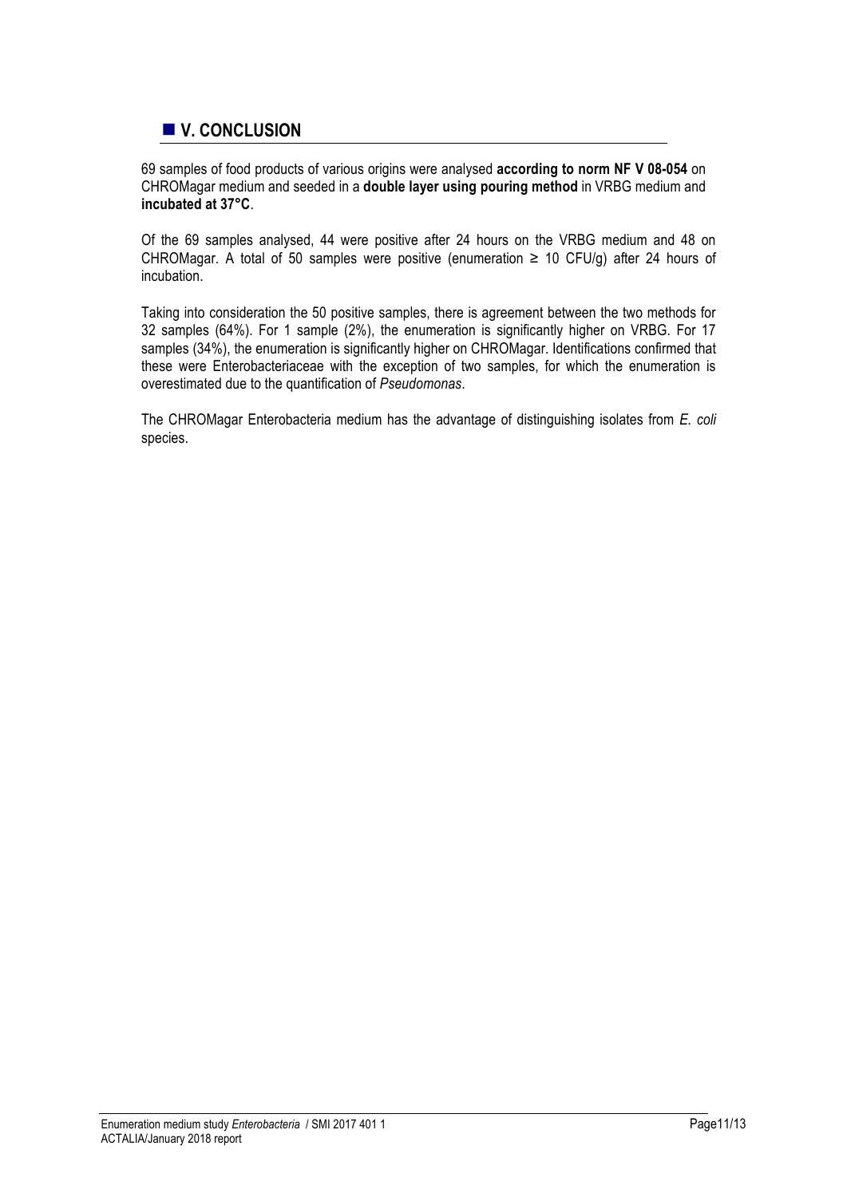## V. CONCLUSION

69 samples of food products of various origins were analysed **according to norm NF V 08-054** on CHROMagar medium and seeded in a **double layer using pouring method** in VRBG medium and **incubated at 37°C**.

Of the 69 samples analysed, 44 were positive after 24 hours on the VRBG medium and 48 on CHROMagar. A total of 50 samples were positive (enumeration ≥ 10 CFU/g) after 24 hours of incubation.

Taking into consideration the 50 positive samples, there is agreement between the two methods for 32 samples (64%). For 1 sample (2%), the enumeration is significantly higher on VRBG. For 17 samples (34%), the enumeration is significantly higher on CHROMagar. Identifications confirmed that these were Enterobacteriaceae with the exception of two samples, for which the enumeration is overestimated due to the quantification of *Pseudomonas*.

The CHROMagar Enterobacteria medium has the advantage of distinguishing isolates from *E. coli* species.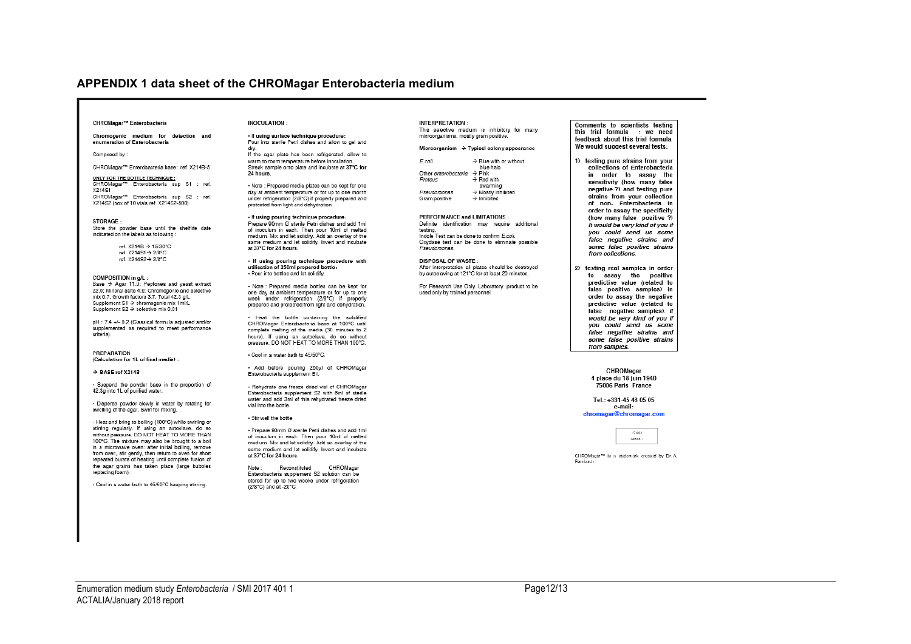# APPENDIX 1 data sheet of the CHROMagar Enterobacteria medium

**CHROMagar™ Enterobacteria**

**Chromogenic medium for detection and enumeration of Enterobacteria**

Composed by :

CHROMagar™ Enterobacteria base: ref. X214B-5

**ONLY FOR THE BOTTLE TECHNIQUE :**
CHROMagar™ Enterobacteria sup S1 : ref. X214S1
CHROMagar™ Enterobacteria sup S2 : ref. X214S2 (box of 10 vials ref. X214S2-500)

**STORAGE :**
Store the powder base until the shelflife date indicated on the labels as folowing :

ref. X214B → 15/30°C
ref. X214S1 → 2/8°C
ref. X214S2 → 2/8°C

**COMPOSITION in g/L :**
Base → Agar 11.0; Peptones and yeast extract 22.0; Mineral salts 4.6; Chromogenic and selective mix 0.7; Growth factors 3.7. Total 42.3 g/L
Supplement S1 → chromogenic mix 1ml/L
Supplement S2 → selective mix 0,01

pH : 7.4 +/- 0.2 (Classical formula adjusted and/or supplemented as required to meet performance criteria).

**PREPARATION**
**(Calculation for 1L of final media) :**

**→ BASE ref X214B**

- Suspend the powder base in the proportion of 42.3g into 1L of purified water.

- Disperse powder slowly in water by rotating for swelling of the agar. Swirl for mixing.

- Heat and bring to boiling (100°C) while swirling or stirring regularly. If using an autoclave, do so without pressure. DO NOT HEAT TO MORE THAN 100°C. The mixture may also be brought to a boil in a microwave oven: after initial boiling, remove from oven, stir gently, then return to oven for short repeated bursts of heating until complete fusion of the agar grains has taken place (large bubbles replacing foam).

- Cool in a water bath to 45/50°C keeping stirring.

**INOCULATION :**

**• If using surface technique procedure:**
Pour into sterile Petri dishes and allow to gel and dry.
If the agar plate has been refrigerated, allow to warm to room temperature before inoculation.
Streak sample onto plate and incubate at **37°C for 24 hours.**

• Note : Prepared media plates can be kept for one day at ambient temperature or for up to one month under refrigeration (2/8°C) if properly prepared and protected from light and dehydration.

**• If using pouring technique procedure:**
Prepare 90mm Ø sterile Petri dishes and add 1ml of inoculum in each. Then pour 10ml of melted medium. Mix and let solidify. Add an overlay of the same medium and let solidify. Invert and incubate at **37°C for 24 hours.**

**• If using pouring technique procedure with utilisation of 250ml prepared bottle:**
• Pour into bottles and let solidify.

• Note : Prepared media bottles can be kept for one day at ambient temperature or for up to one week under refrigeration (2/8°C) if properly prepared and protected from light and dehydration.

• Heat the bottle containing the solidified CHROMagar Enterobacteria base at 100°C until complete melting of the media (30 minutes to 2 hours). If using an autoclave, do so without pressure. DO NOT HEAT TO MORE THAN 100°C.

• Cool in a water bath to 45/50°C.

• Add before pouring 250µl of CHROMagar Enterobacteria supplement S1.

• Rehydrate one freeze dried vial of CHROMagar Enterobacteria supplement S2 with 6ml of sterile water and add 3ml of this rehydrated freeze dried vial into the bottle.

• Stir well the bottle

• Prepare 90mm Ø sterile Petri dishes and add 1ml of inoculum in each. Then pour 10ml of melted medium. Mix and let solidify. Add an overlay of the same medium and let solidify. Invert and incubate at **37°C for 24 hours.**

Note : Reconstituted CHROMagar Enterobacteria supplement S2 solution can be stored for up to two weeks under refrigeration (2/8°C) and at -20°C.

**INTERPRETATION :**
This selective medium is inhibitory for many microorganisms, mostly gram positive.

| Microorganism | → Typical colony appearance |
|---|---|
| *E.coli* | → Blue with or without blue halo |
| Other *enterobacteria* | → Pink |
| *Proteus* | → Red with swarming |
| *Pseudomonas* | → Mostly inhibited |
| Gram positive | → Inhibited |

**PERFORMANCE and LIMITATIONS :**
Definite identification may require additional testing.
Indole Test can be done to confirm *E.coli*.
Oxydase test can be done to eliminate possible *Pseudomonas*.

**DISPOSAL OF WASTE :**
After interpretation all plates should be destroyed by autoclaving at 121°C for at least 20 minutes.

For Research Use Only. Laboratory product to be used only by trained personnel.

**Comments to scientists testing this trial formula : we need feedback about this trial formula. We would suggest several tests:**

1) **testing pure strains from your collections of Enterobacteria in order to assay the sensitivity (how many false negative ?) and testing pure strains from your collection of non- Enterobacteria in order to assay the specificity (how many false positive ?)** ***It would be very kind of you if you could send us some false negative strains and some false positive strains from collections.***

2) **testing real samples in order to assay the positive predictive value (related to false positive samples) in order to assay the negative predictive value (related to false negative samples).** ***It would be very kind of you if you could send us some false negative strains and some false positive strains from samples.***

**CHROMagar**
**4 place du 18 juin 1940**
**75006 Paris France**

**Tel.: +331-45 48 05 05**
**e-mail:**
**chromagar@chromagar.com**

CHROMagar™ is a trademark created by Dr. A. Rambach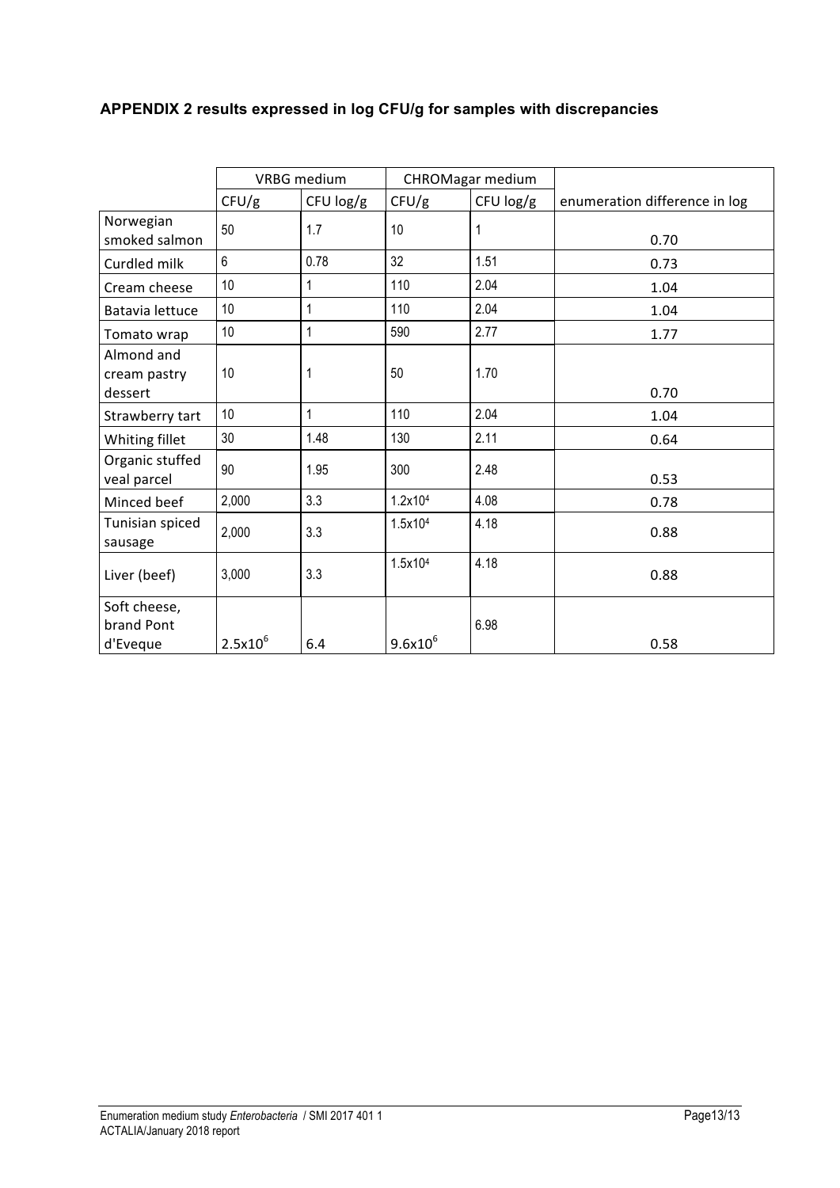## APPENDIX 2 results expressed in log CFU/g for samples with discrepancies

| | VRBG medium | | CHROMagar medium | | |
|---|---|---|---|---|---|
| | CFU/g | CFU log/g | CFU/g | CFU log/g | enumeration difference in log |
| Norwegian smoked salmon | 50 | 1.7 | 10 | 1 | 0.70 |
| Curdled milk | 6 | 0.78 | 32 | 1.51 | 0.73 |
| Cream cheese | 10 | 1 | 110 | 2.04 | 1.04 |
| Batavia lettuce | 10 | 1 | 110 | 2.04 | 1.04 |
| Tomato wrap | 10 | 1 | 590 | 2.77 | 1.77 |
| Almond and cream pastry dessert | 10 | 1 | 50 | 1.70 | 0.70 |
| Strawberry tart | 10 | 1 | 110 | 2.04 | 1.04 |
| Whiting fillet | 30 | 1.48 | 130 | 2.11 | 0.64 |
| Organic stuffed veal parcel | 90 | 1.95 | 300 | 2.48 | 0.53 |
| Minced beef | 2,000 | 3.3 | $1.2x10^4$ | 4.08 | 0.78 |
| Tunisian spiced sausage | 2,000 | 3.3 | $1.5x10^4$ | 4.18 | 0.88 |
| Liver (beef) | 3,000 | 3.3 | $1.5x10^4$ | 4.18 | 0.88 |
| Soft cheese, brand Pont d'Eveque | $2.5x10^6$ | 6.4 | $9.6x10^6$ | 6.98 | 0.58 |